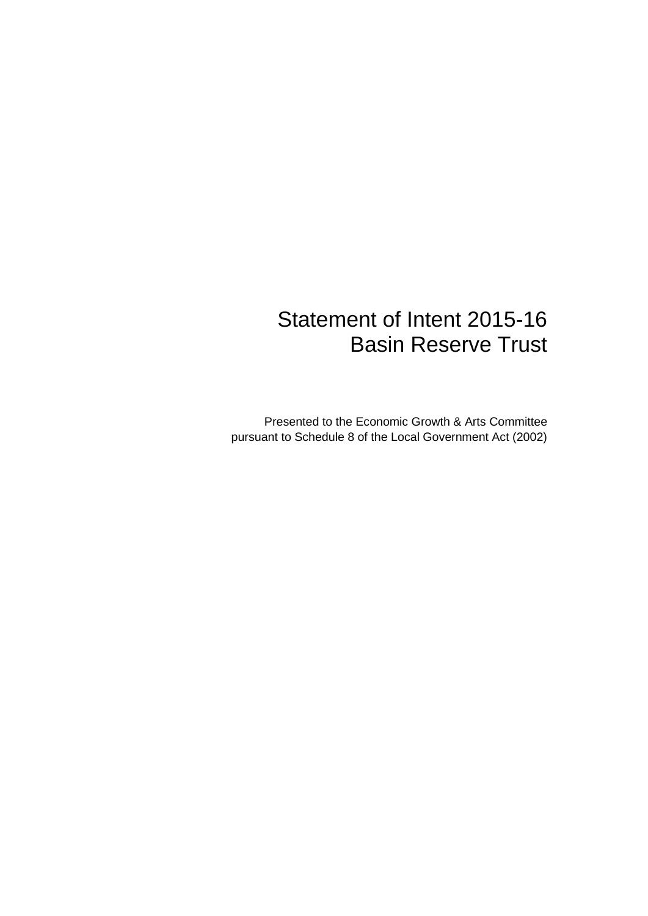# Statement of Intent 2015-16
# Basin Reserve Trust

Presented to the Economic Growth & Arts Committee
pursuant to Schedule 8 of the Local Government Act (2002)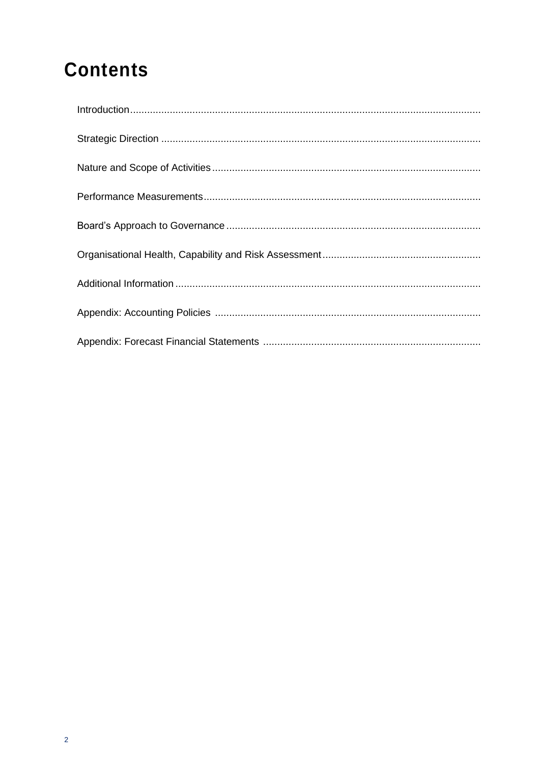# Contents

- Introduction
- Strategic Direction
- Nature and Scope of Activities
- Performance Measurements
- Board's Approach to Governance
- Organisational Health, Capability and Risk Assessment
- Additional Information
- Appendix: Accounting Policies
- Appendix: Forecast Financial Statements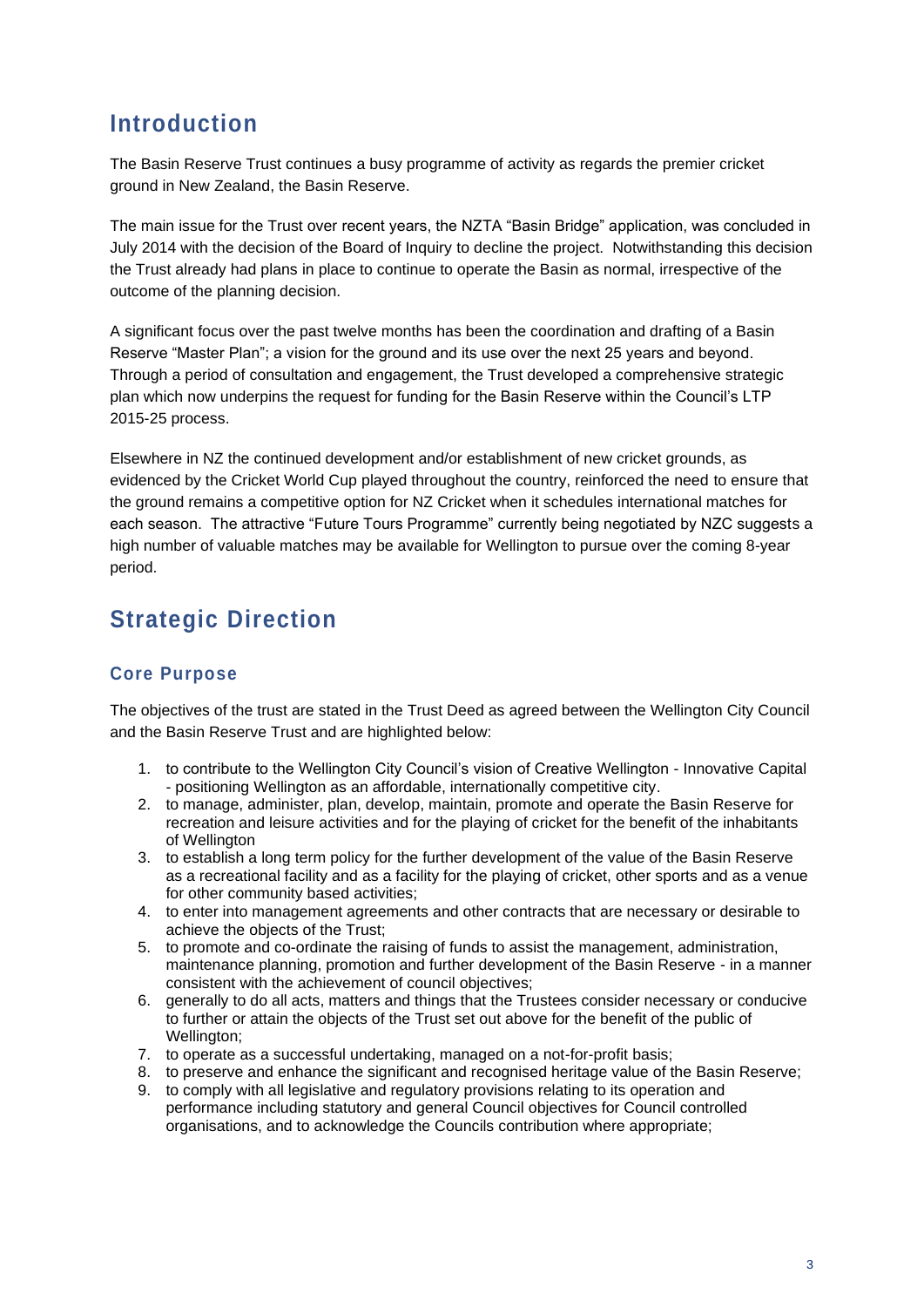# Introduction

The Basin Reserve Trust continues a busy programme of activity as regards the premier cricket ground in New Zealand, the Basin Reserve.

The main issue for the Trust over recent years, the NZTA "Basin Bridge" application, was concluded in July 2014 with the decision of the Board of Inquiry to decline the project. Notwithstanding this decision the Trust already had plans in place to continue to operate the Basin as normal, irrespective of the outcome of the planning decision.

A significant focus over the past twelve months has been the coordination and drafting of a Basin Reserve "Master Plan"; a vision for the ground and its use over the next 25 years and beyond. Through a period of consultation and engagement, the Trust developed a comprehensive strategic plan which now underpins the request for funding for the Basin Reserve within the Council's LTP 2015-25 process.

Elsewhere in NZ the continued development and/or establishment of new cricket grounds, as evidenced by the Cricket World Cup played throughout the country, reinforced the need to ensure that the ground remains a competitive option for NZ Cricket when it schedules international matches for each season. The attractive "Future Tours Programme" currently being negotiated by NZC suggests a high number of valuable matches may be available for Wellington to pursue over the coming 8-year period.

# Strategic Direction

## Core Purpose

The objectives of the trust are stated in the Trust Deed as agreed between the Wellington City Council and the Basin Reserve Trust and are highlighted below:

1. to contribute to the Wellington City Council's vision of Creative Wellington - Innovative Capital - positioning Wellington as an affordable, internationally competitive city.
2. to manage, administer, plan, develop, maintain, promote and operate the Basin Reserve for recreation and leisure activities and for the playing of cricket for the benefit of the inhabitants of Wellington
3. to establish a long term policy for the further development of the value of the Basin Reserve as a recreational facility and as a facility for the playing of cricket, other sports and as a venue for other community based activities;
4. to enter into management agreements and other contracts that are necessary or desirable to achieve the objects of the Trust;
5. to promote and co-ordinate the raising of funds to assist the management, administration, maintenance planning, promotion and further development of the Basin Reserve - in a manner consistent with the achievement of council objectives;
6. generally to do all acts, matters and things that the Trustees consider necessary or conducive to further or attain the objects of the Trust set out above for the benefit of the public of Wellington;
7. to operate as a successful undertaking, managed on a not-for-profit basis;
8. to preserve and enhance the significant and recognised heritage value of the Basin Reserve;
9. to comply with all legislative and regulatory provisions relating to its operation and performance including statutory and general Council objectives for Council controlled organisations, and to acknowledge the Councils contribution where appropriate;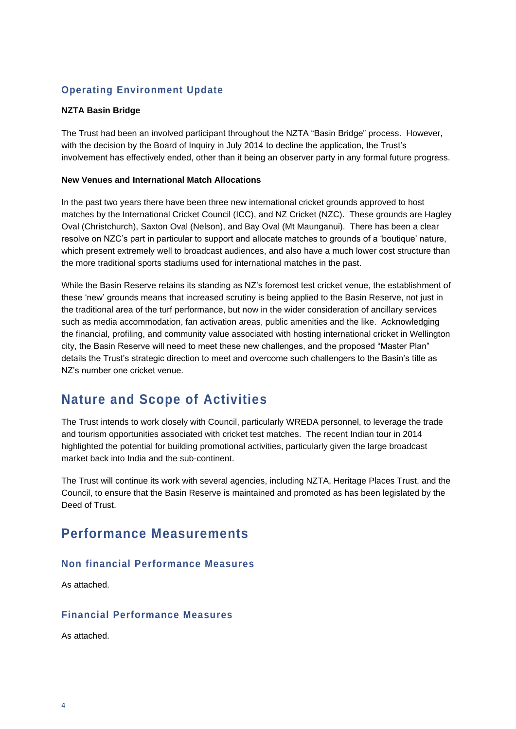### Operating Environment Update

**NZTA Basin Bridge**

The Trust had been an involved participant throughout the NZTA "Basin Bridge" process. However, with the decision by the Board of Inquiry in July 2014 to decline the application, the Trust's involvement has effectively ended, other than it being an observer party in any formal future progress.

**New Venues and International Match Allocations**

In the past two years there have been three new international cricket grounds approved to host matches by the International Cricket Council (ICC), and NZ Cricket (NZC). These grounds are Hagley Oval (Christchurch), Saxton Oval (Nelson), and Bay Oval (Mt Maunganui). There has been a clear resolve on NZC's part in particular to support and allocate matches to grounds of a 'boutique' nature, which present extremely well to broadcast audiences, and also have a much lower cost structure than the more traditional sports stadiums used for international matches in the past.

While the Basin Reserve retains its standing as NZ's foremost test cricket venue, the establishment of these 'new' grounds means that increased scrutiny is being applied to the Basin Reserve, not just in the traditional area of the turf performance, but now in the wider consideration of ancillary services such as media accommodation, fan activation areas, public amenities and the like. Acknowledging the financial, profiling, and community value associated with hosting international cricket in Wellington city, the Basin Reserve will need to meet these new challenges, and the proposed "Master Plan" details the Trust's strategic direction to meet and overcome such challengers to the Basin's title as NZ's number one cricket venue.

## Nature and Scope of Activities

The Trust intends to work closely with Council, particularly WREDA personnel, to leverage the trade and tourism opportunities associated with cricket test matches. The recent Indian tour in 2014 highlighted the potential for building promotional activities, particularly given the large broadcast market back into India and the sub-continent.

The Trust will continue its work with several agencies, including NZTA, Heritage Places Trust, and the Council, to ensure that the Basin Reserve is maintained and promoted as has been legislated by the Deed of Trust.

## Performance Measurements

### Non financial Performance Measures

As attached.

### Financial Performance Measures

As attached.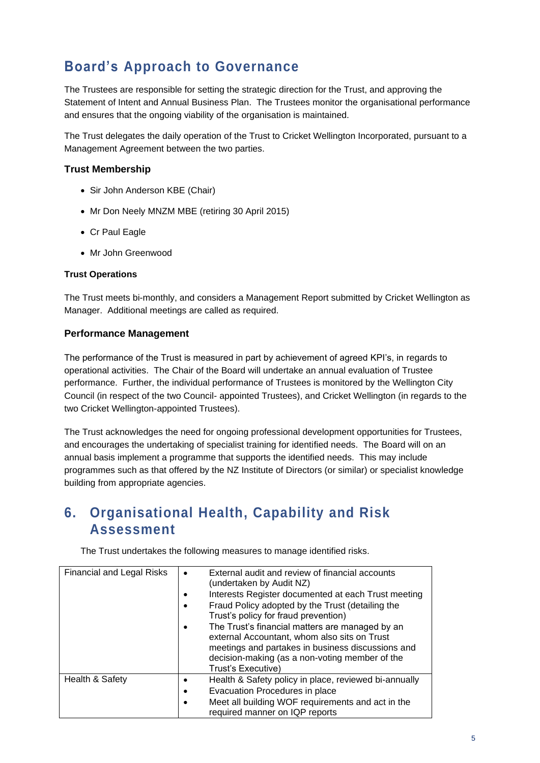## Board's Approach to Governance

The Trustees are responsible for setting the strategic direction for the Trust, and approving the Statement of Intent and Annual Business Plan. The Trustees monitor the organisational performance and ensures that the ongoing viability of the organisation is maintained.

The Trust delegates the daily operation of the Trust to Cricket Wellington Incorporated, pursuant to a Management Agreement between the two parties.

### Trust Membership

- Sir John Anderson KBE (Chair)
- Mr Don Neely MNZM MBE (retiring 30 April 2015)
- Cr Paul Eagle
- Mr John Greenwood

#### Trust Operations

The Trust meets bi-monthly, and considers a Management Report submitted by Cricket Wellington as Manager. Additional meetings are called as required.

### Performance Management

The performance of the Trust is measured in part by achievement of agreed KPI's, in regards to operational activities. The Chair of the Board will undertake an annual evaluation of Trustee performance. Further, the individual performance of Trustees is monitored by the Wellington City Council (in respect of the two Council- appointed Trustees), and Cricket Wellington (in regards to the two Cricket Wellington-appointed Trustees).

The Trust acknowledges the need for ongoing professional development opportunities for Trustees, and encourages the undertaking of specialist training for identified needs. The Board will on an annual basis implement a programme that supports the identified needs. This may include programmes such as that offered by the NZ Institute of Directors (or similar) or specialist knowledge building from appropriate agencies.

## 6. Organisational Health, Capability and Risk Assessment

The Trust undertakes the following measures to manage identified risks.

| | |
|---|---|
| Financial and Legal Risks | • External audit and review of financial accounts (undertaken by Audit NZ)<br>• Interests Register documented at each Trust meeting<br>• Fraud Policy adopted by the Trust (detailing the Trust's policy for fraud prevention)<br>• The Trust's financial matters are managed by an external Accountant, whom also sits on Trust meetings and partakes in business discussions and decision-making (as a non-voting member of the Trust's Executive) |
| Health & Safety | • Health & Safety policy in place, reviewed bi-annually<br>• Evacuation Procedures in place<br>• Meet all building WOF requirements and act in the required manner on IQP reports |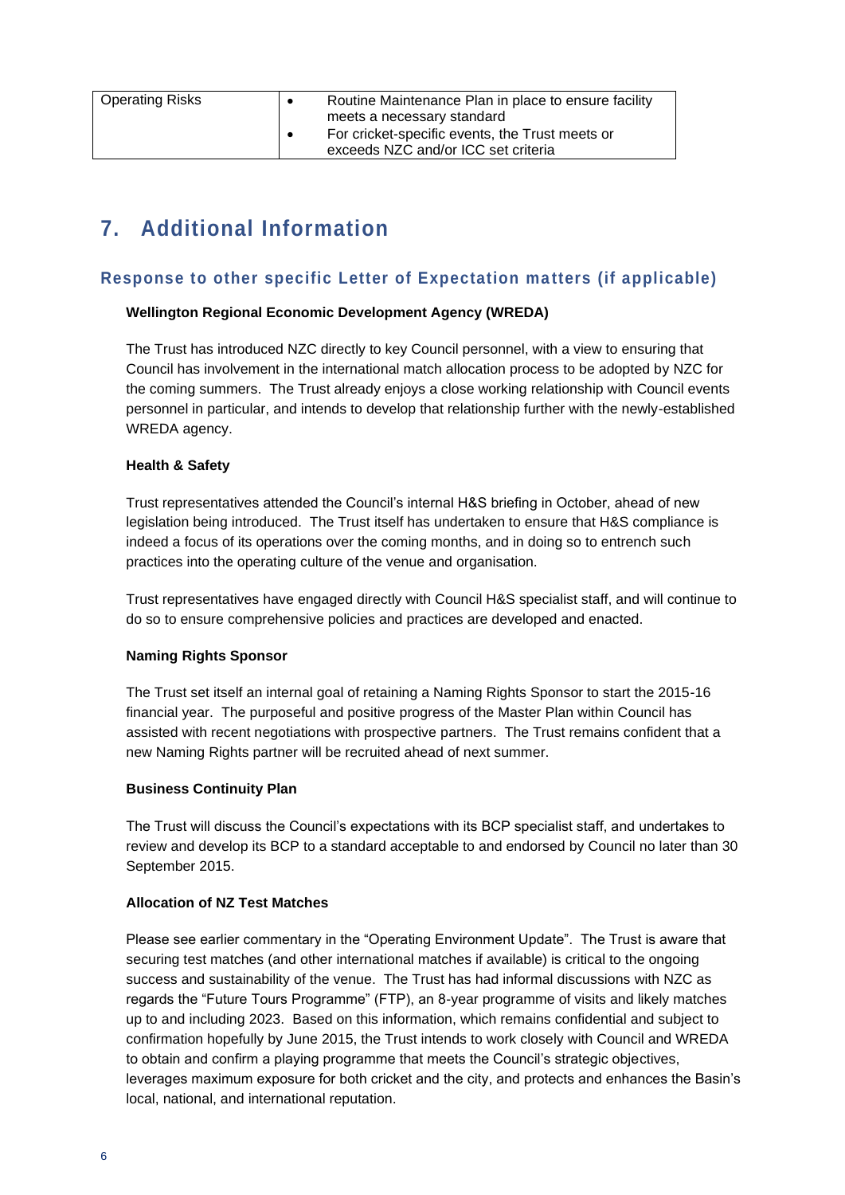| Operating Risks | • Routine Maintenance Plan in place to ensure facility meets a necessary standard<br>• For cricket-specific events, the Trust meets or exceeds NZC and/or ICC set criteria |
| --- | --- |

# 7. Additional Information

## Response to other specific Letter of Expectation matters (if applicable)

**Wellington Regional Economic Development Agency (WREDA)**

The Trust has introduced NZC directly to key Council personnel, with a view to ensuring that Council has involvement in the international match allocation process to be adopted by NZC for the coming summers. The Trust already enjoys a close working relationship with Council events personnel in particular, and intends to develop that relationship further with the newly-established WREDA agency.

**Health & Safety**

Trust representatives attended the Council's internal H&S briefing in October, ahead of new legislation being introduced. The Trust itself has undertaken to ensure that H&S compliance is indeed a focus of its operations over the coming months, and in doing so to entrench such practices into the operating culture of the venue and organisation.

Trust representatives have engaged directly with Council H&S specialist staff, and will continue to do so to ensure comprehensive policies and practices are developed and enacted.

**Naming Rights Sponsor**

The Trust set itself an internal goal of retaining a Naming Rights Sponsor to start the 2015-16 financial year. The purposeful and positive progress of the Master Plan within Council has assisted with recent negotiations with prospective partners. The Trust remains confident that a new Naming Rights partner will be recruited ahead of next summer.

**Business Continuity Plan**

The Trust will discuss the Council's expectations with its BCP specialist staff, and undertakes to review and develop its BCP to a standard acceptable to and endorsed by Council no later than 30 September 2015.

**Allocation of NZ Test Matches**

Please see earlier commentary in the "Operating Environment Update". The Trust is aware that securing test matches (and other international matches if available) is critical to the ongoing success and sustainability of the venue. The Trust has had informal discussions with NZC as regards the "Future Tours Programme" (FTP), an 8-year programme of visits and likely matches up to and including 2023. Based on this information, which remains confidential and subject to confirmation hopefully by June 2015, the Trust intends to work closely with Council and WREDA to obtain and confirm a playing programme that meets the Council's strategic objectives, leverages maximum exposure for both cricket and the city, and protects and enhances the Basin's local, national, and international reputation.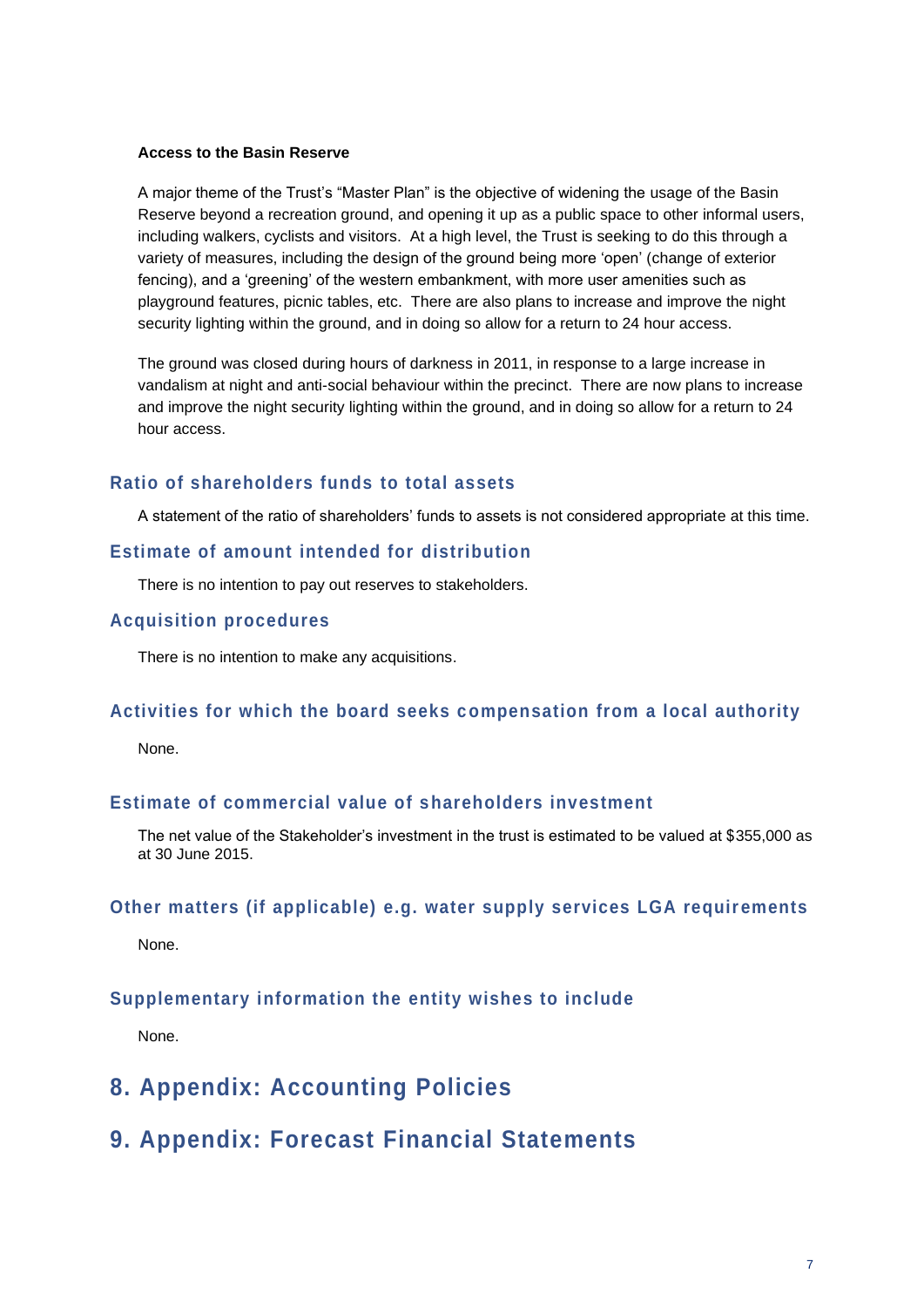**Access to the Basin Reserve**

A major theme of the Trust's "Master Plan" is the objective of widening the usage of the Basin Reserve beyond a recreation ground, and opening it up as a public space to other informal users, including walkers, cyclists and visitors. At a high level, the Trust is seeking to do this through a variety of measures, including the design of the ground being more 'open' (change of exterior fencing), and a 'greening' of the western embankment, with more user amenities such as playground features, picnic tables, etc. There are also plans to increase and improve the night security lighting within the ground, and in doing so allow for a return to 24 hour access.

The ground was closed during hours of darkness in 2011, in response to a large increase in vandalism at night and anti-social behaviour within the precinct. There are now plans to increase and improve the night security lighting within the ground, and in doing so allow for a return to 24 hour access.

### Ratio of shareholders funds to total assets

A statement of the ratio of shareholders' funds to assets is not considered appropriate at this time.

### Estimate of amount intended for distribution

There is no intention to pay out reserves to stakeholders.

### Acquisition procedures

There is no intention to make any acquisitions.

### Activities for which the board seeks compensation from a local authority

None.

### Estimate of commercial value of shareholders investment

The net value of the Stakeholder's investment in the trust is estimated to be valued at $355,000 as at 30 June 2015.

### Other matters (if applicable) e.g. water supply services LGA requirements

None.

### Supplementary information the entity wishes to include

None.

## 8. Appendix: Accounting Policies

## 9. Appendix: Forecast Financial Statements